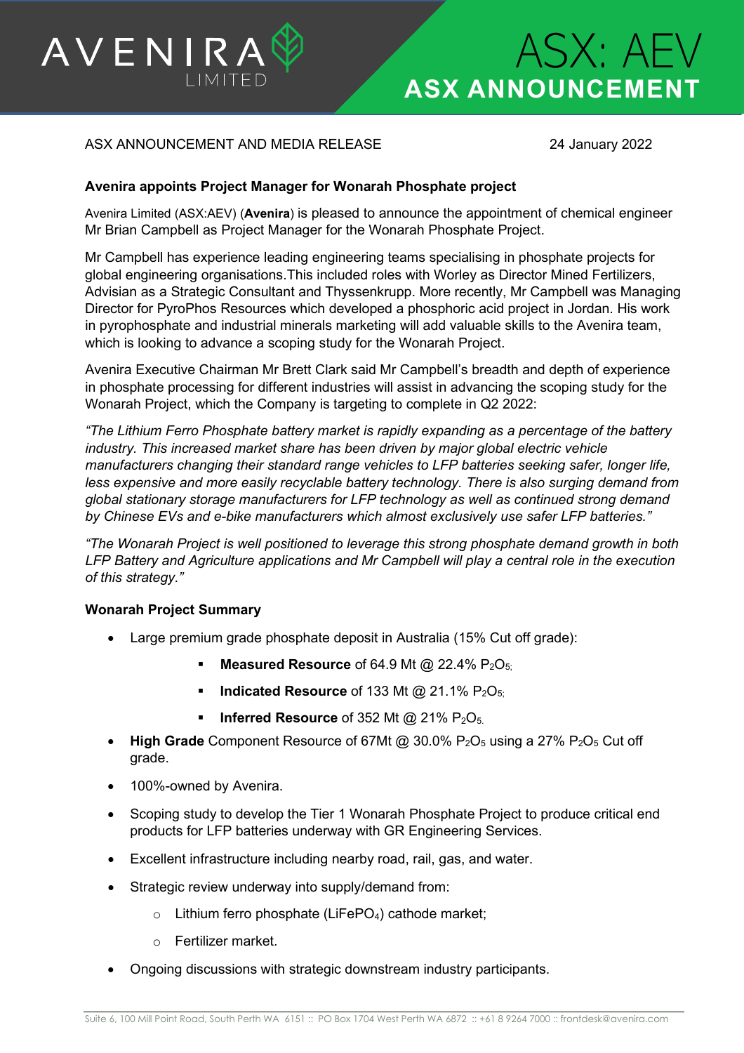# ASX: AEV
## ASX ANNOUNCEMENT

ASX ANNOUNCEMENT AND MEDIA RELEASE 24 January 2022

**Avenira appoints Project Manager for Wonarah Phosphate project**

Avenira Limited (ASX:AEV) (**Avenira**) is pleased to announce the appointment of chemical engineer Mr Brian Campbell as Project Manager for the Wonarah Phosphate Project.

Mr Campbell has experience leading engineering teams specialising in phosphate projects for global engineering organisations.This included roles with Worley as Director Mined Fertilizers, Advisian as a Strategic Consultant and Thyssenkrupp. More recently, Mr Campbell was Managing Director for PyroPhos Resources which developed a phosphoric acid project in Jordan. His work in pyrophosphate and industrial minerals marketing will add valuable skills to the Avenira team, which is looking to advance a scoping study for the Wonarah Project.

Avenira Executive Chairman Mr Brett Clark said Mr Campbell's breadth and depth of experience in phosphate processing for different industries will assist in advancing the scoping study for the Wonarah Project, which the Company is targeting to complete in Q2 2022:

*"The Lithium Ferro Phosphate battery market is rapidly expanding as a percentage of the battery industry. This increased market share has been driven by major global electric vehicle manufacturers changing their standard range vehicles to LFP batteries seeking safer, longer life, less expensive and more easily recyclable battery technology. There is also surging demand from global stationary storage manufacturers for LFP technology as well as continued strong demand by Chinese EVs and e-bike manufacturers which almost exclusively use safer LFP batteries."*

*"The Wonarah Project is well positioned to leverage this strong phosphate demand growth in both LFP Battery and Agriculture applications and Mr Campbell will play a central role in the execution of this strategy."*

**Wonarah Project Summary**

- Large premium grade phosphate deposit in Australia (15% Cut off grade):
  - **Measured Resource** of 64.9 Mt @ 22.4% $P_2O_5$;
  - **Indicated Resource** of 133 Mt @ 21.1% $P_2O_5$;
  - **Inferred Resource** of 352 Mt @ 21% $P_2O_5$.
- **High Grade** Component Resource of 67Mt @ 30.0% $P_2O_5$ using a 27% $P_2O_5$ Cut off grade.
- 100%-owned by Avenira.
- Scoping study to develop the Tier 1 Wonarah Phosphate Project to produce critical end products for LFP batteries underway with GR Engineering Services.
- Excellent infrastructure including nearby road, rail, gas, and water.
- Strategic review underway into supply/demand from:
  - Lithium ferro phosphate ($LiFePO_4$) cathode market;
  - Fertilizer market.
- Ongoing discussions with strategic downstream industry participants.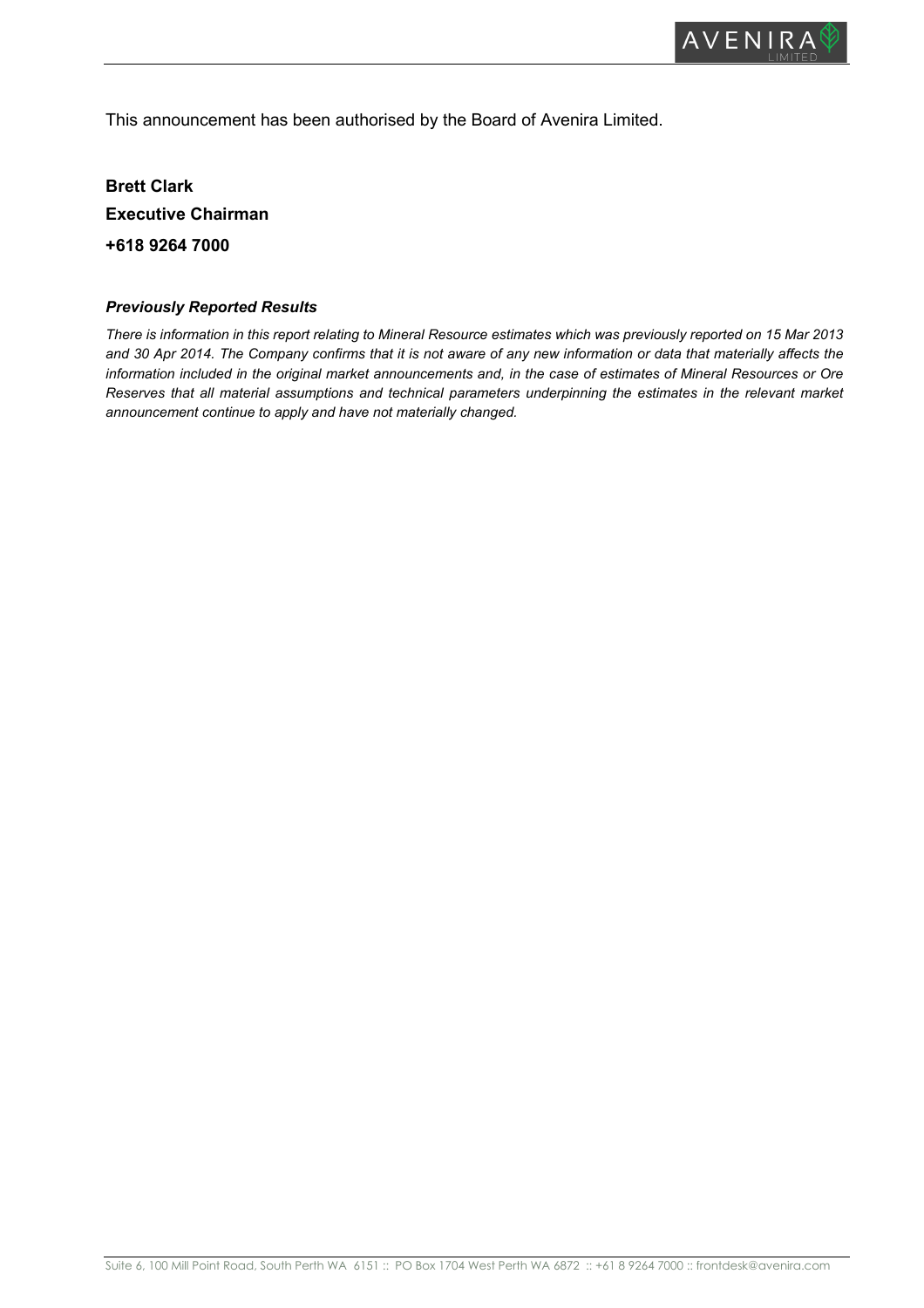This announcement has been authorised by the Board of Avenira Limited.

**Brett Clark**

**Executive Chairman**

**+618 9264 7000**

***Previously Reported Results***

*There is information in this report relating to Mineral Resource estimates which was previously reported on 15 Mar 2013 and 30 Apr 2014. The Company confirms that it is not aware of any new information or data that materially affects the information included in the original market announcements and, in the case of estimates of Mineral Resources or Ore Reserves that all material assumptions and technical parameters underpinning the estimates in the relevant market announcement continue to apply and have not materially changed.*